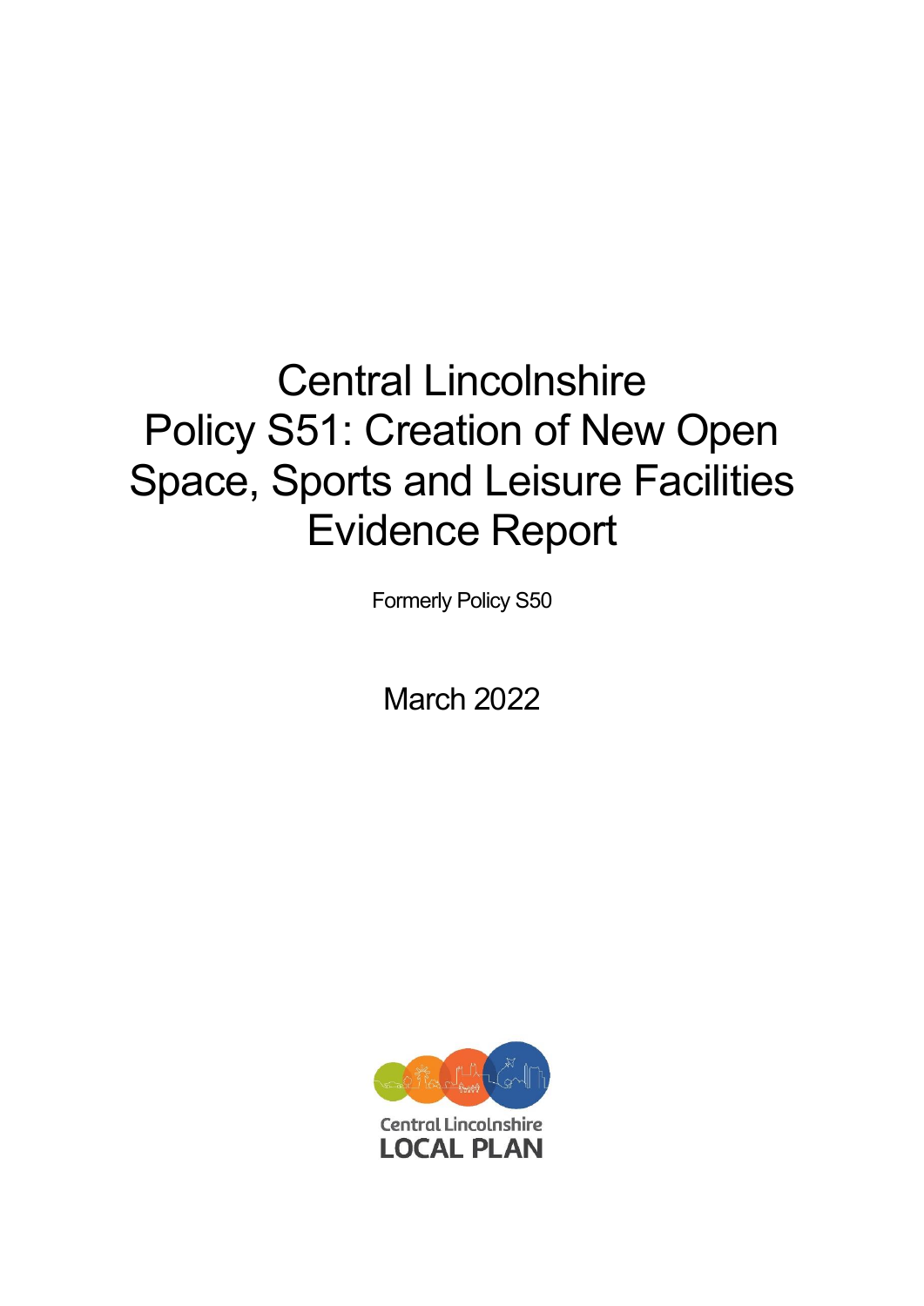# Central Lincolnshire Policy S51: Creation of New Open Space, Sports and Leisure Facilities Evidence Report

Formerly Policy S50

March 2022

Central Lincolnshire
LOCAL PLAN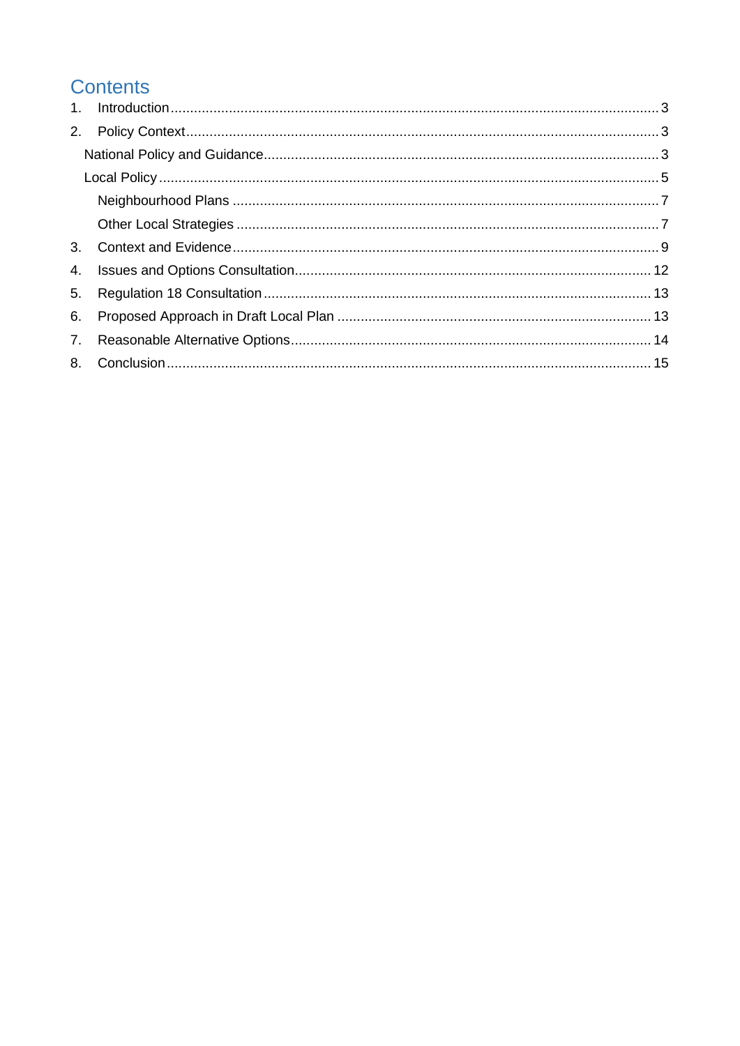# Contents

1. Introduction ........................................................................................................ 3
2. Policy Context ..................................................................................................... 3
   - National Policy and Guidance ........................................................................ 3
   - Local Policy ..................................................................................................... 5
     - Neighbourhood Plans ................................................................................... 7
     - Other Local Strategies ................................................................................. 7
3. Context and Evidence .......................................................................................... 9
4. Issues and Options Consultation ........................................................................ 12
5. Regulation 18 Consultation ................................................................................. 13
6. Proposed Approach in Draft Local Plan .............................................................. 13
7. Reasonable Alternative Options .......................................................................... 14
8. Conclusion ........................................................................................................... 15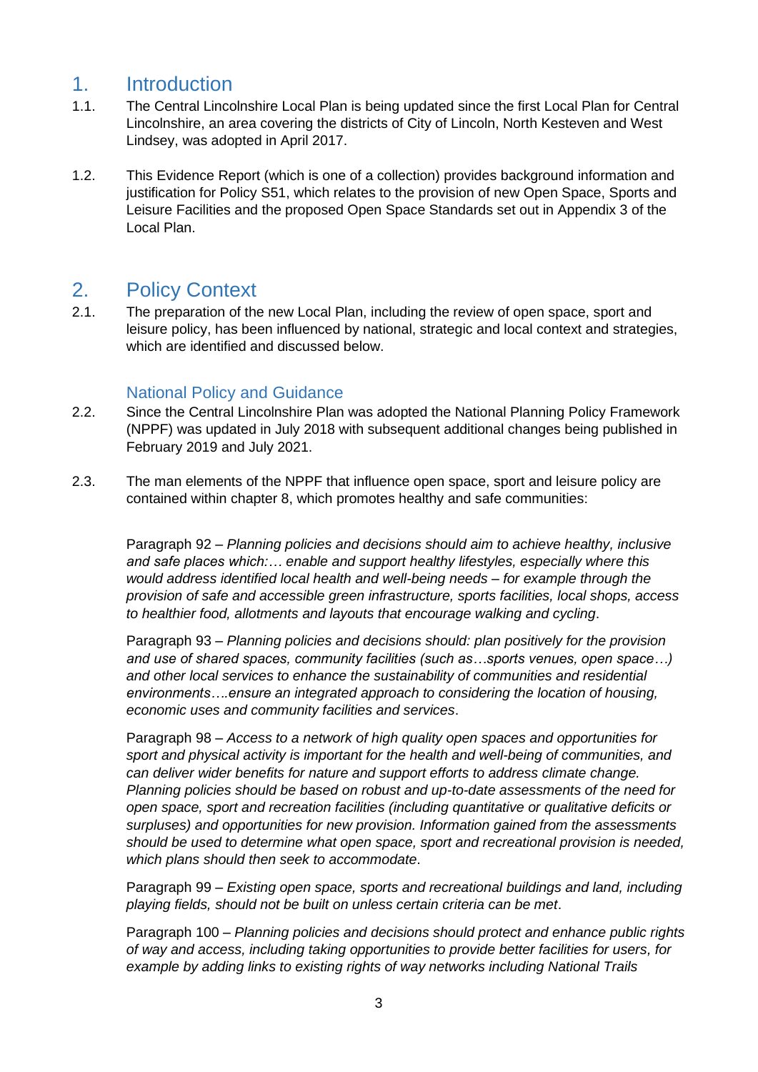# 1. Introduction

1.1. The Central Lincolnshire Local Plan is being updated since the first Local Plan for Central Lincolnshire, an area covering the districts of City of Lincoln, North Kesteven and West Lindsey, was adopted in April 2017.

1.2. This Evidence Report (which is one of a collection) provides background information and justification for Policy S51, which relates to the provision of new Open Space, Sports and Leisure Facilities and the proposed Open Space Standards set out in Appendix 3 of the Local Plan.

# 2. Policy Context

2.1. The preparation of the new Local Plan, including the review of open space, sport and leisure policy, has been influenced by national, strategic and local context and strategies, which are identified and discussed below.

## National Policy and Guidance

2.2. Since the Central Lincolnshire Plan was adopted the National Planning Policy Framework (NPPF) was updated in July 2018 with subsequent additional changes being published in February 2019 and July 2021.

2.3. The man elements of the NPPF that influence open space, sport and leisure policy are contained within chapter 8, which promotes healthy and safe communities:

Paragraph 92 – *Planning policies and decisions should aim to achieve healthy, inclusive and safe places which:… enable and support healthy lifestyles, especially where this would address identified local health and well-being needs – for example through the provision of safe and accessible green infrastructure, sports facilities, local shops, access to healthier food, allotments and layouts that encourage walking and cycling*.

Paragraph 93 – *Planning policies and decisions should: plan positively for the provision and use of shared spaces, community facilities (such as…sports venues, open space…) and other local services to enhance the sustainability of communities and residential environments….ensure an integrated approach to considering the location of housing, economic uses and community facilities and services*.

Paragraph 98 – *Access to a network of high quality open spaces and opportunities for sport and physical activity is important for the health and well-being of communities, and can deliver wider benefits for nature and support efforts to address climate change. Planning policies should be based on robust and up-to-date assessments of the need for open space, sport and recreation facilities (including quantitative or qualitative deficits or surpluses) and opportunities for new provision. Information gained from the assessments should be used to determine what open space, sport and recreational provision is needed, which plans should then seek to accommodate*.

Paragraph 99 – *Existing open space, sports and recreational buildings and land, including playing fields, should not be built on unless certain criteria can be met*.

Paragraph 100 – *Planning policies and decisions should protect and enhance public rights of way and access, including taking opportunities to provide better facilities for users, for example by adding links to existing rights of way networks including National Trails*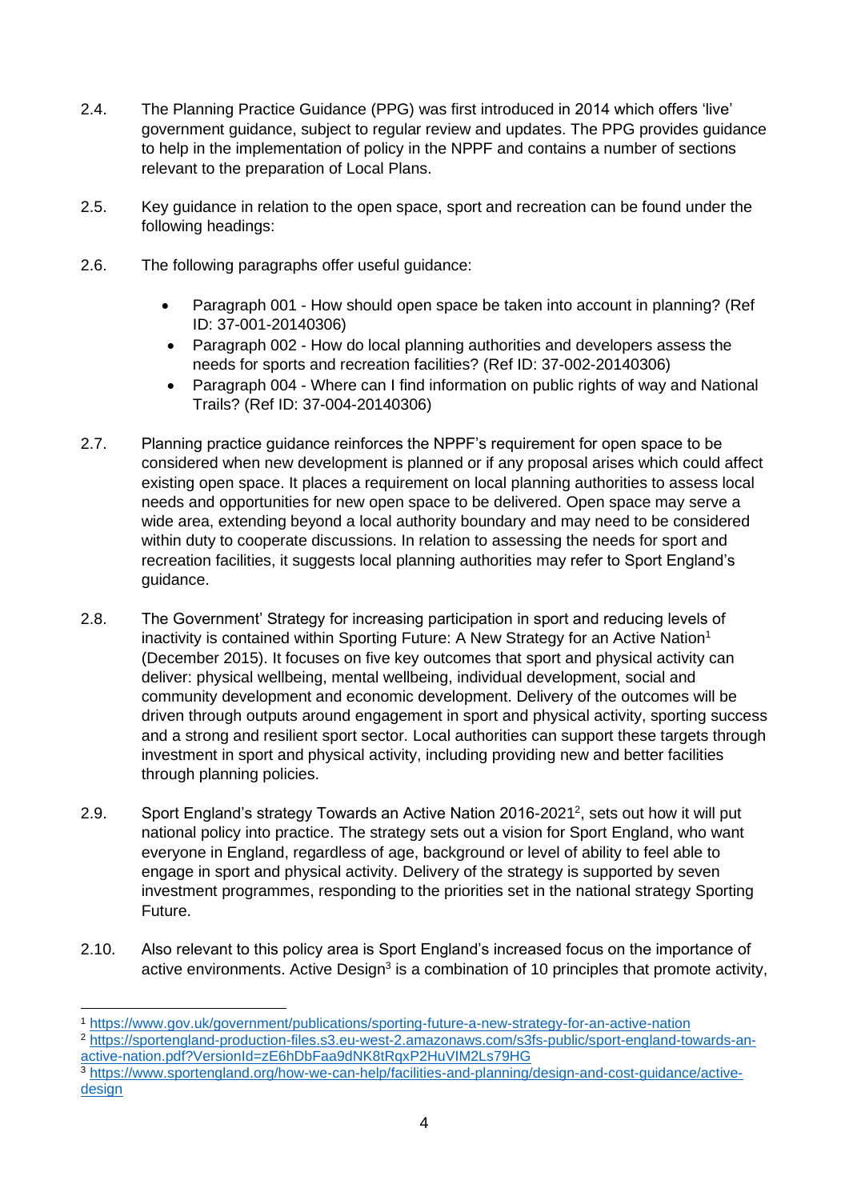2.4. The Planning Practice Guidance (PPG) was first introduced in 2014 which offers 'live' government guidance, subject to regular review and updates. The PPG provides guidance to help in the implementation of policy in the NPPF and contains a number of sections relevant to the preparation of Local Plans.

2.5. Key guidance in relation to the open space, sport and recreation can be found under the following headings:

2.6. The following paragraphs offer useful guidance:

- Paragraph 001 - How should open space be taken into account in planning? (Ref ID: 37-001-20140306)
- Paragraph 002 - How do local planning authorities and developers assess the needs for sports and recreation facilities? (Ref ID: 37-002-20140306)
- Paragraph 004 - Where can I find information on public rights of way and National Trails? (Ref ID: 37-004-20140306)

2.7. Planning practice guidance reinforces the NPPF's requirement for open space to be considered when new development is planned or if any proposal arises which could affect existing open space. It places a requirement on local planning authorities to assess local needs and opportunities for new open space to be delivered. Open space may serve a wide area, extending beyond a local authority boundary and may need to be considered within duty to cooperate discussions. In relation to assessing the needs for sport and recreation facilities, it suggests local planning authorities may refer to Sport England's guidance.

2.8. The Government' Strategy for increasing participation in sport and reducing levels of inactivity is contained within Sporting Future: A New Strategy for an Active Nation[1] (December 2015). It focuses on five key outcomes that sport and physical activity can deliver: physical wellbeing, mental wellbeing, individual development, social and community development and economic development. Delivery of the outcomes will be driven through outputs around engagement in sport and physical activity, sporting success and a strong and resilient sport sector. Local authorities can support these targets through investment in sport and physical activity, including providing new and better facilities through planning policies.

2.9. Sport England's strategy Towards an Active Nation 2016-2021[2], sets out how it will put national policy into practice. The strategy sets out a vision for Sport England, who want everyone in England, regardless of age, background or level of ability to feel able to engage in sport and physical activity. Delivery of the strategy is supported by seven investment programmes, responding to the priorities set in the national strategy Sporting Future.

2.10. Also relevant to this policy area is Sport England's increased focus on the importance of active environments. Active Design[3] is a combination of 10 principles that promote activity,

---

[1] https://www.gov.uk/government/publications/sporting-future-a-new-strategy-for-an-active-nation

[2] https://sportengland-production-files.s3.eu-west-2.amazonaws.com/s3fs-public/sport-england-towards-an-active-nation.pdf?VersionId=zE6hDbFaa9dNK8tRqxP2HuVIM2Ls79HG

[3] https://www.sportengland.org/how-we-can-help/facilities-and-planning/design-and-cost-guidance/active-design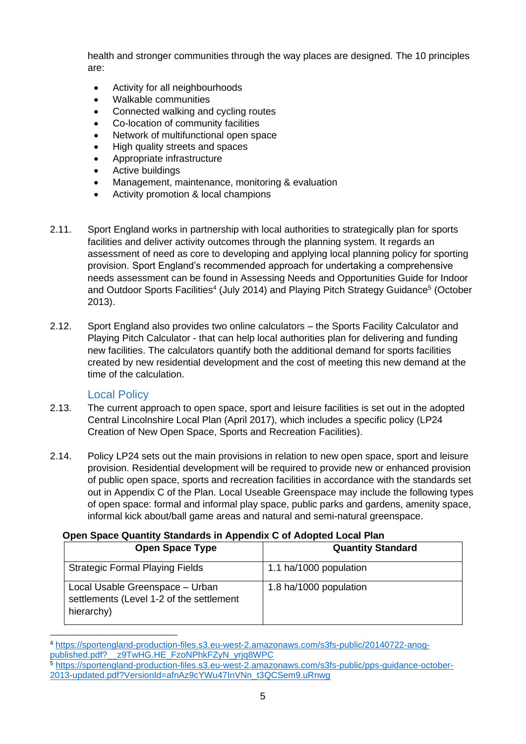health and stronger communities through the way places are designed. The 10 principles are:

- Activity for all neighbourhoods
- Walkable communities
- Connected walking and cycling routes
- Co-location of community facilities
- Network of multifunctional open space
- High quality streets and spaces
- Appropriate infrastructure
- Active buildings
- Management, maintenance, monitoring & evaluation
- Activity promotion & local champions

2.11. Sport England works in partnership with local authorities to strategically plan for sports facilities and deliver activity outcomes through the planning system. It regards an assessment of need as core to developing and applying local planning policy for sporting provision. Sport England's recommended approach for undertaking a comprehensive needs assessment can be found in Assessing Needs and Opportunities Guide for Indoor and Outdoor Sports Facilities[4] (July 2014) and Playing Pitch Strategy Guidance[5] (October 2013).

2.12. Sport England also provides two online calculators – the Sports Facility Calculator and Playing Pitch Calculator - that can help local authorities plan for delivering and funding new facilities. The calculators quantify both the additional demand for sports facilities created by new residential development and the cost of meeting this new demand at the time of the calculation.

## Local Policy

2.13. The current approach to open space, sport and leisure facilities is set out in the adopted Central Lincolnshire Local Plan (April 2017), which includes a specific policy (LP24 Creation of New Open Space, Sports and Recreation Facilities).

2.14. Policy LP24 sets out the main provisions in relation to new open space, sport and leisure provision. Residential development will be required to provide new or enhanced provision of public open space, sports and recreation facilities in accordance with the standards set out in Appendix C of the Plan. Local Useable Greenspace may include the following types of open space: formal and informal play space, public parks and gardens, amenity space, informal kick about/ball game areas and natural and semi-natural greenspace.

**Open Space Quantity Standards in Appendix C of Adopted Local Plan**

| Open Space Type | Quantity Standard |
|---|---|
| Strategic Formal Playing Fields | 1.1 ha/1000 population |
| Local Usable Greenspace – Urban settlements (Level 1-2 of the settlement hierarchy) | 1.8 ha/1000 population |

[4] https://sportengland-production-files.s3.eu-west-2.amazonaws.com/s3fs-public/20140722-anog-published.pdf?__z9TwHG.HE_FzoNPhkFZyN_yrjq8WPC

[5] https://sportengland-production-files.s3.eu-west-2.amazonaws.com/s3fs-public/pps-guidance-october-2013-updated.pdf?VersionId=afnAz9cYWu47InVNn_t3QCSem9.uRnwg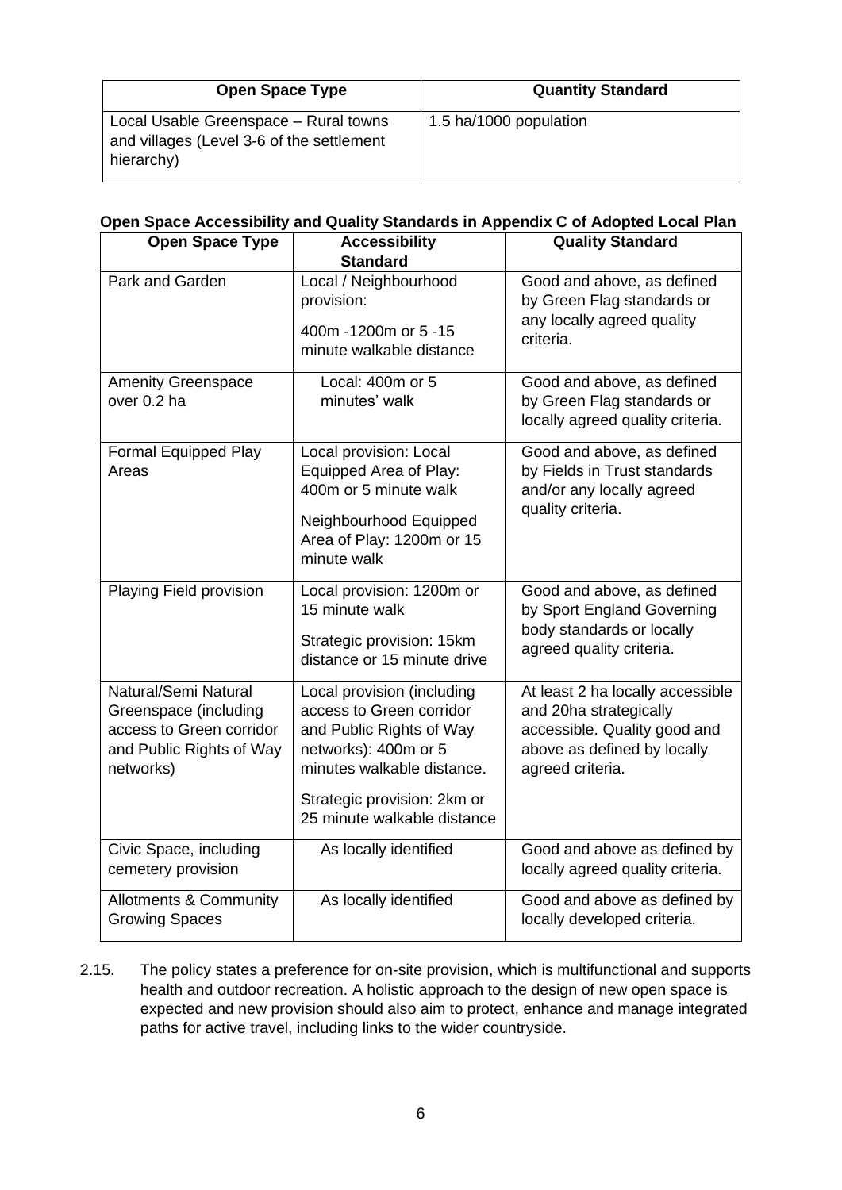| Open Space Type | Quantity Standard |
|---|---|
| Local Usable Greenspace – Rural towns and villages (Level 3-6 of the settlement hierarchy) | 1.5 ha/1000 population |

**Open Space Accessibility and Quality Standards in Appendix C of Adopted Local Plan**

| Open Space Type | Accessibility Standard | Quality Standard |
|---|---|---|
| Park and Garden | Local / Neighbourhood provision: 400m -1200m or 5 -15 minute walkable distance | Good and above, as defined by Green Flag standards or any locally agreed quality criteria. |
| Amenity Greenspace over 0.2 ha | Local: 400m or 5 minutes' walk | Good and above, as defined by Green Flag standards or locally agreed quality criteria. |
| Formal Equipped Play Areas | Local provision: Local Equipped Area of Play: 400m or 5 minute walk<br>Neighbourhood Equipped Area of Play: 1200m or 15 minute walk | Good and above, as defined by Fields in Trust standards and/or any locally agreed quality criteria. |
| Playing Field provision | Local provision: 1200m or 15 minute walk<br>Strategic provision: 15km distance or 15 minute drive | Good and above, as defined by Sport England Governing body standards or locally agreed quality criteria. |
| Natural/Semi Natural Greenspace (including access to Green corridor and Public Rights of Way networks) | Local provision (including access to Green corridor and Public Rights of Way networks): 400m or 5 minutes walkable distance.<br>Strategic provision: 2km or 25 minute walkable distance | At least 2 ha locally accessible and 20ha strategically accessible. Quality good and above as defined by locally agreed criteria. |
| Civic Space, including cemetery provision | As locally identified | Good and above as defined by locally agreed quality criteria. |
| Allotments & Community Growing Spaces | As locally identified | Good and above as defined by locally developed criteria. |

2.15. The policy states a preference for on-site provision, which is multifunctional and supports health and outdoor recreation. A holistic approach to the design of new open space is expected and new provision should also aim to protect, enhance and manage integrated paths for active travel, including links to the wider countryside.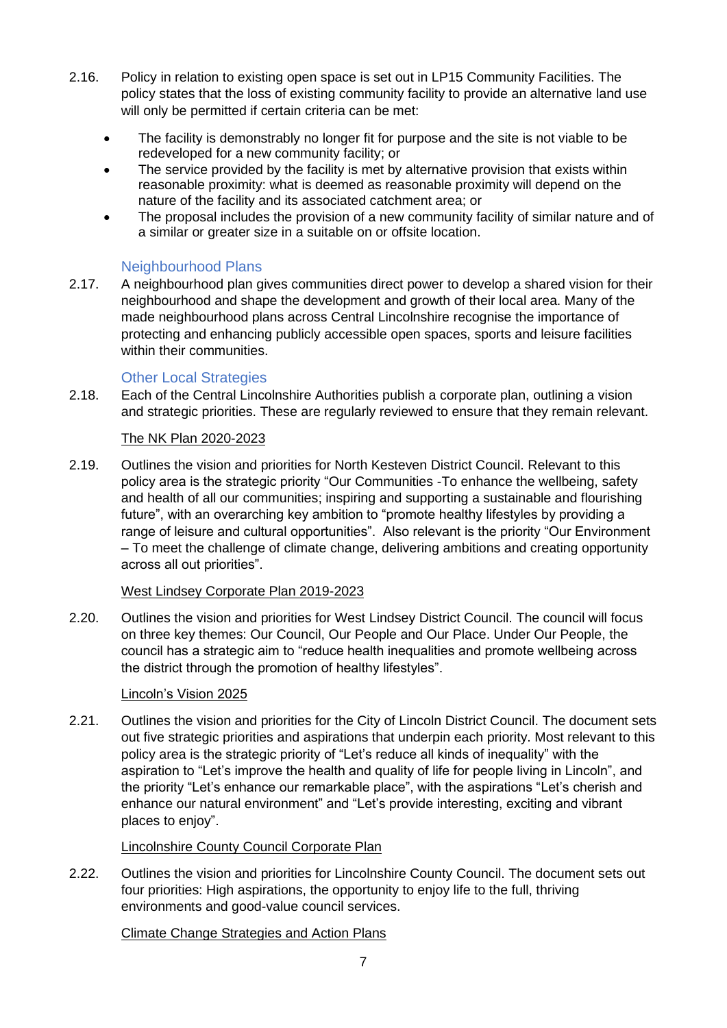2.16. Policy in relation to existing open space is set out in LP15 Community Facilities. The policy states that the loss of existing community facility to provide an alternative land use will only be permitted if certain criteria can be met:

- The facility is demonstrably no longer fit for purpose and the site is not viable to be redeveloped for a new community facility; or
- The service provided by the facility is met by alternative provision that exists within reasonable proximity: what is deemed as reasonable proximity will depend on the nature of the facility and its associated catchment area; or
- The proposal includes the provision of a new community facility of similar nature and of a similar or greater size in a suitable on or offsite location.

### Neighbourhood Plans

2.17. A neighbourhood plan gives communities direct power to develop a shared vision for their neighbourhood and shape the development and growth of their local area. Many of the made neighbourhood plans across Central Lincolnshire recognise the importance of protecting and enhancing publicly accessible open spaces, sports and leisure facilities within their communities.

### Other Local Strategies

2.18. Each of the Central Lincolnshire Authorities publish a corporate plan, outlining a vision and strategic priorities. These are regularly reviewed to ensure that they remain relevant.

<u>The NK Plan 2020-2023</u>

2.19. Outlines the vision and priorities for North Kesteven District Council. Relevant to this policy area is the strategic priority "Our Communities -To enhance the wellbeing, safety and health of all our communities; inspiring and supporting a sustainable and flourishing future", with an overarching key ambition to "promote healthy lifestyles by providing a range of leisure and cultural opportunities". Also relevant is the priority "Our Environment – To meet the challenge of climate change, delivering ambitions and creating opportunity across all out priorities".

<u>West Lindsey Corporate Plan 2019-2023</u>

2.20. Outlines the vision and priorities for West Lindsey District Council. The council will focus on three key themes: Our Council, Our People and Our Place. Under Our People, the council has a strategic aim to "reduce health inequalities and promote wellbeing across the district through the promotion of healthy lifestyles".

<u>Lincoln's Vision 2025</u>

2.21. Outlines the vision and priorities for the City of Lincoln District Council. The document sets out five strategic priorities and aspirations that underpin each priority. Most relevant to this policy area is the strategic priority of "Let's reduce all kinds of inequality" with the aspiration to "Let's improve the health and quality of life for people living in Lincoln", and the priority "Let's enhance our remarkable place", with the aspirations "Let's cherish and enhance our natural environment" and "Let's provide interesting, exciting and vibrant places to enjoy".

<u>Lincolnshire County Council Corporate Plan</u>

2.22. Outlines the vision and priorities for Lincolnshire County Council. The document sets out four priorities: High aspirations, the opportunity to enjoy life to the full, thriving environments and good-value council services.

<u>Climate Change Strategies and Action Plans</u>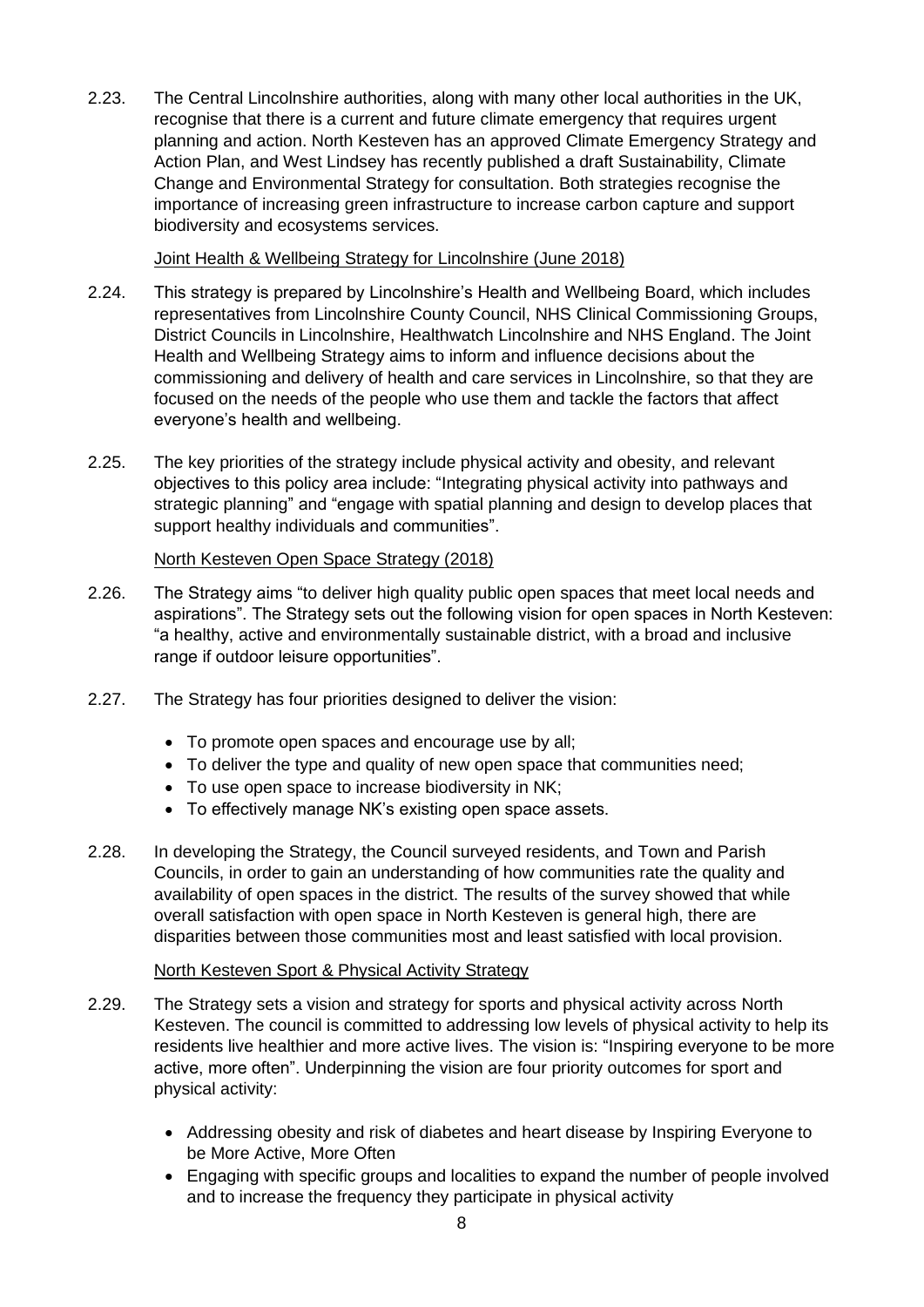2.23. The Central Lincolnshire authorities, along with many other local authorities in the UK, recognise that there is a current and future climate emergency that requires urgent planning and action. North Kesteven has an approved Climate Emergency Strategy and Action Plan, and West Lindsey has recently published a draft Sustainability, Climate Change and Environmental Strategy for consultation. Both strategies recognise the importance of increasing green infrastructure to increase carbon capture and support biodiversity and ecosystems services.

<u>Joint Health & Wellbeing Strategy for Lincolnshire (June 2018)</u>

2.24. This strategy is prepared by Lincolnshire's Health and Wellbeing Board, which includes representatives from Lincolnshire County Council, NHS Clinical Commissioning Groups, District Councils in Lincolnshire, Healthwatch Lincolnshire and NHS England. The Joint Health and Wellbeing Strategy aims to inform and influence decisions about the commissioning and delivery of health and care services in Lincolnshire, so that they are focused on the needs of the people who use them and tackle the factors that affect everyone's health and wellbeing.

2.25. The key priorities of the strategy include physical activity and obesity, and relevant objectives to this policy area include: "Integrating physical activity into pathways and strategic planning" and "engage with spatial planning and design to develop places that support healthy individuals and communities".

<u>North Kesteven Open Space Strategy (2018)</u>

2.26. The Strategy aims "to deliver high quality public open spaces that meet local needs and aspirations". The Strategy sets out the following vision for open spaces in North Kesteven: "a healthy, active and environmentally sustainable district, with a broad and inclusive range if outdoor leisure opportunities".

2.27. The Strategy has four priorities designed to deliver the vision:

- To promote open spaces and encourage use by all;
- To deliver the type and quality of new open space that communities need;
- To use open space to increase biodiversity in NK;
- To effectively manage NK's existing open space assets.

2.28. In developing the Strategy, the Council surveyed residents, and Town and Parish Councils, in order to gain an understanding of how communities rate the quality and availability of open spaces in the district. The results of the survey showed that while overall satisfaction with open space in North Kesteven is general high, there are disparities between those communities most and least satisfied with local provision.

<u>North Kesteven Sport & Physical Activity Strategy</u>

2.29. The Strategy sets a vision and strategy for sports and physical activity across North Kesteven. The council is committed to addressing low levels of physical activity to help its residents live healthier and more active lives. The vision is: "Inspiring everyone to be more active, more often". Underpinning the vision are four priority outcomes for sport and physical activity:

- Addressing obesity and risk of diabetes and heart disease by Inspiring Everyone to be More Active, More Often
- Engaging with specific groups and localities to expand the number of people involved and to increase the frequency they participate in physical activity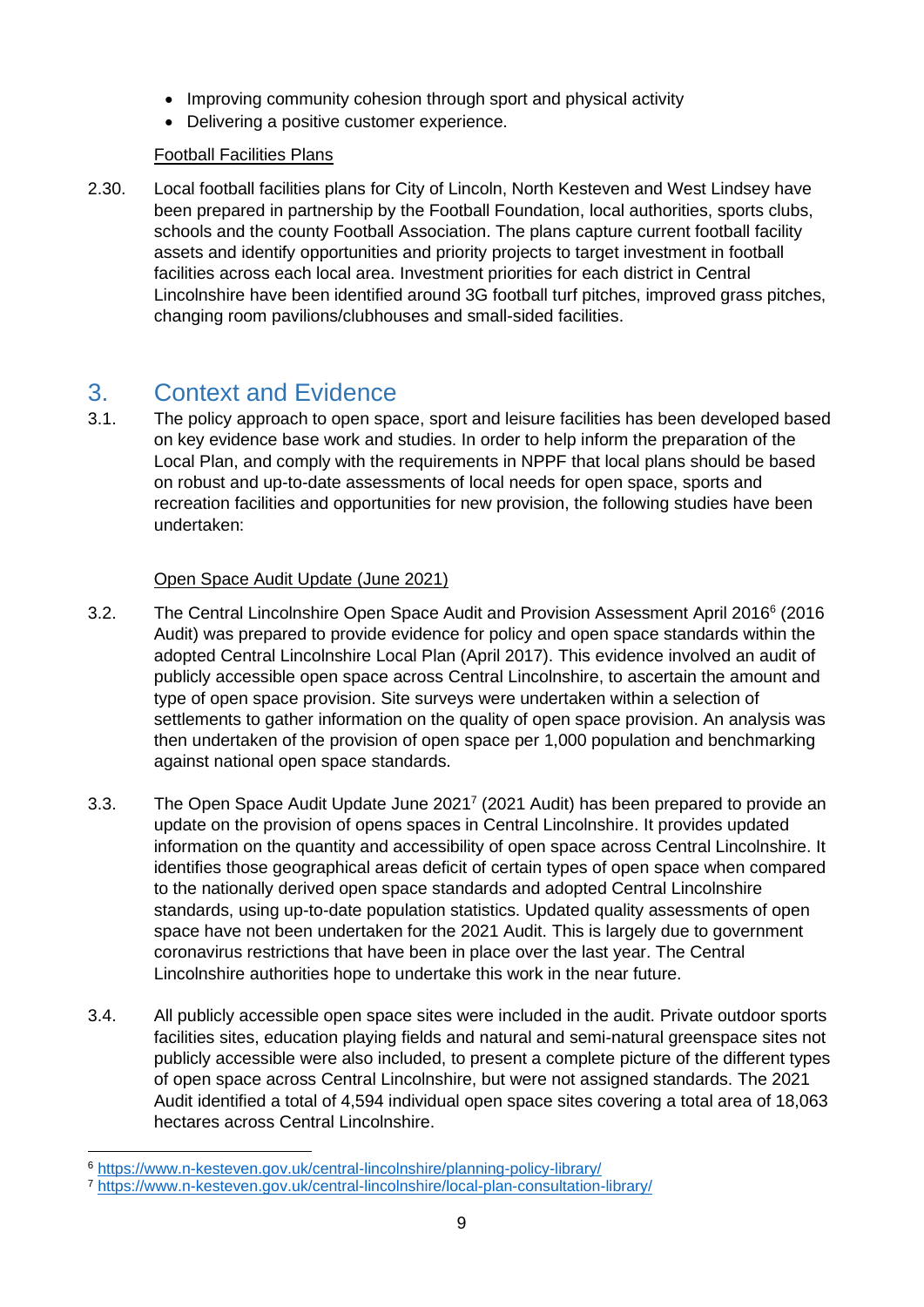- Improving community cohesion through sport and physical activity
- Delivering a positive customer experience.

Football Facilities Plans

2.30. Local football facilities plans for City of Lincoln, North Kesteven and West Lindsey have been prepared in partnership by the Football Foundation, local authorities, sports clubs, schools and the county Football Association. The plans capture current football facility assets and identify opportunities and priority projects to target investment in football facilities across each local area. Investment priorities for each district in Central Lincolnshire have been identified around 3G football turf pitches, improved grass pitches, changing room pavilions/clubhouses and small-sided facilities.

# 3. Context and Evidence

3.1. The policy approach to open space, sport and leisure facilities has been developed based on key evidence base work and studies. In order to help inform the preparation of the Local Plan, and comply with the requirements in NPPF that local plans should be based on robust and up-to-date assessments of local needs for open space, sports and recreation facilities and opportunities for new provision, the following studies have been undertaken:

Open Space Audit Update (June 2021)

3.2. The Central Lincolnshire Open Space Audit and Provision Assessment April 2016[6] (2016 Audit) was prepared to provide evidence for policy and open space standards within the adopted Central Lincolnshire Local Plan (April 2017). This evidence involved an audit of publicly accessible open space across Central Lincolnshire, to ascertain the amount and type of open space provision. Site surveys were undertaken within a selection of settlements to gather information on the quality of open space provision. An analysis was then undertaken of the provision of open space per 1,000 population and benchmarking against national open space standards.

3.3. The Open Space Audit Update June 2021[7] (2021 Audit) has been prepared to provide an update on the provision of opens spaces in Central Lincolnshire. It provides updated information on the quantity and accessibility of open space across Central Lincolnshire. It identifies those geographical areas deficit of certain types of open space when compared to the nationally derived open space standards and adopted Central Lincolnshire standards, using up-to-date population statistics. Updated quality assessments of open space have not been undertaken for the 2021 Audit. This is largely due to government coronavirus restrictions that have been in place over the last year. The Central Lincolnshire authorities hope to undertake this work in the near future.

3.4. All publicly accessible open space sites were included in the audit. Private outdoor sports facilities sites, education playing fields and natural and semi-natural greenspace sites not publicly accessible were also included, to present a complete picture of the different types of open space across Central Lincolnshire, but were not assigned standards. The 2021 Audit identified a total of 4,594 individual open space sites covering a total area of 18,063 hectares across Central Lincolnshire.

---

[6] https://www.n-kesteven.gov.uk/central-lincolnshire/planning-policy-library/

[7] https://www.n-kesteven.gov.uk/central-lincolnshire/local-plan-consultation-library/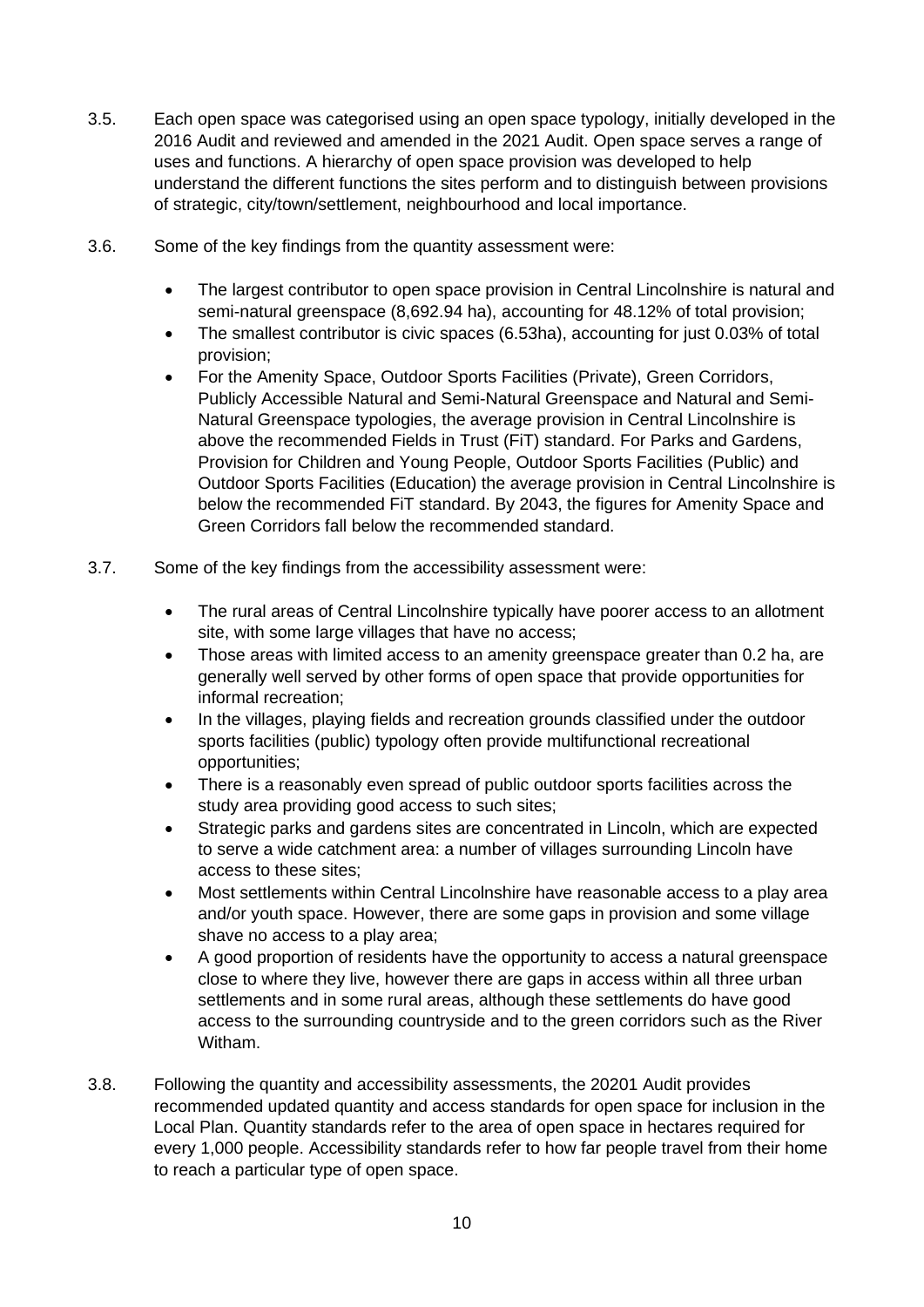3.5. Each open space was categorised using an open space typology, initially developed in the 2016 Audit and reviewed and amended in the 2021 Audit. Open space serves a range of uses and functions. A hierarchy of open space provision was developed to help understand the different functions the sites perform and to distinguish between provisions of strategic, city/town/settlement, neighbourhood and local importance.

3.6. Some of the key findings from the quantity assessment were:

- The largest contributor to open space provision in Central Lincolnshire is natural and semi-natural greenspace (8,692.94 ha), accounting for 48.12% of total provision;
- The smallest contributor is civic spaces (6.53ha), accounting for just 0.03% of total provision;
- For the Amenity Space, Outdoor Sports Facilities (Private), Green Corridors, Publicly Accessible Natural and Semi-Natural Greenspace and Natural and Semi-Natural Greenspace typologies, the average provision in Central Lincolnshire is above the recommended Fields in Trust (FiT) standard. For Parks and Gardens, Provision for Children and Young People, Outdoor Sports Facilities (Public) and Outdoor Sports Facilities (Education) the average provision in Central Lincolnshire is below the recommended FiT standard. By 2043, the figures for Amenity Space and Green Corridors fall below the recommended standard.

3.7. Some of the key findings from the accessibility assessment were:

- The rural areas of Central Lincolnshire typically have poorer access to an allotment site, with some large villages that have no access;
- Those areas with limited access to an amenity greenspace greater than 0.2 ha, are generally well served by other forms of open space that provide opportunities for informal recreation;
- In the villages, playing fields and recreation grounds classified under the outdoor sports facilities (public) typology often provide multifunctional recreational opportunities;
- There is a reasonably even spread of public outdoor sports facilities across the study area providing good access to such sites;
- Strategic parks and gardens sites are concentrated in Lincoln, which are expected to serve a wide catchment area: a number of villages surrounding Lincoln have access to these sites;
- Most settlements within Central Lincolnshire have reasonable access to a play area and/or youth space. However, there are some gaps in provision and some village shave no access to a play area;
- A good proportion of residents have the opportunity to access a natural greenspace close to where they live, however there are gaps in access within all three urban settlements and in some rural areas, although these settlements do have good access to the surrounding countryside and to the green corridors such as the River Witham.

3.8. Following the quantity and accessibility assessments, the 20201 Audit provides recommended updated quantity and access standards for open space for inclusion in the Local Plan. Quantity standards refer to the area of open space in hectares required for every 1,000 people. Accessibility standards refer to how far people travel from their home to reach a particular type of open space.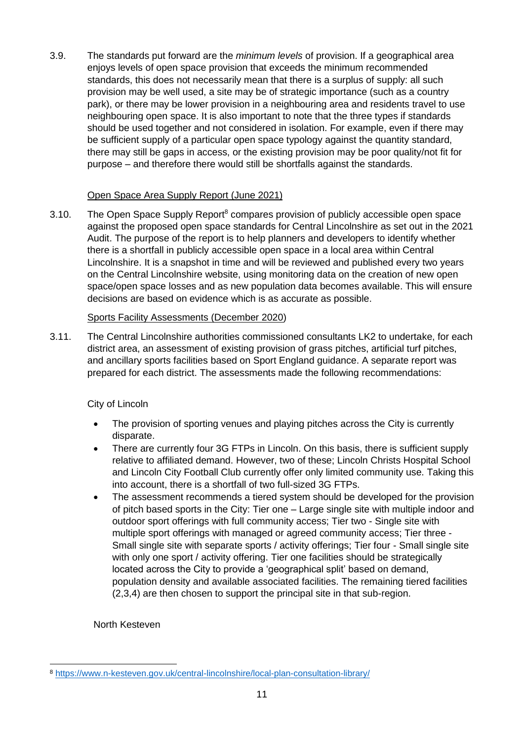3.9. The standards put forward are the *minimum levels* of provision. If a geographical area enjoys levels of open space provision that exceeds the minimum recommended standards, this does not necessarily mean that there is a surplus of supply: all such provision may be well used, a site may be of strategic importance (such as a country park), or there may be lower provision in a neighbouring area and residents travel to use neighbouring open space. It is also important to note that the three types if standards should be used together and not considered in isolation. For example, even if there may be sufficient supply of a particular open space typology against the quantity standard, there may still be gaps in access, or the existing provision may be poor quality/not fit for purpose – and therefore there would still be shortfalls against the standards.

Open Space Area Supply Report (June 2021)

3.10. The Open Space Supply Report[8] compares provision of publicly accessible open space against the proposed open space standards for Central Lincolnshire as set out in the 2021 Audit. The purpose of the report is to help planners and developers to identify whether there is a shortfall in publicly accessible open space in a local area within Central Lincolnshire. It is a snapshot in time and will be reviewed and published every two years on the Central Lincolnshire website, using monitoring data on the creation of new open space/open space losses and as new population data becomes available. This will ensure decisions are based on evidence which is as accurate as possible.

Sports Facility Assessments (December 2020)

3.11. The Central Lincolnshire authorities commissioned consultants LK2 to undertake, for each district area, an assessment of existing provision of grass pitches, artificial turf pitches, and ancillary sports facilities based on Sport England guidance. A separate report was prepared for each district. The assessments made the following recommendations:

City of Lincoln

- The provision of sporting venues and playing pitches across the City is currently disparate.
- There are currently four 3G FTPs in Lincoln. On this basis, there is sufficient supply relative to affiliated demand. However, two of these; Lincoln Christs Hospital School and Lincoln City Football Club currently offer only limited community use. Taking this into account, there is a shortfall of two full-sized 3G FTPs.
- The assessment recommends a tiered system should be developed for the provision of pitch based sports in the City: Tier one – Large single site with multiple indoor and outdoor sport offerings with full community access; Tier two - Single site with multiple sport offerings with managed or agreed community access; Tier three - Small single site with separate sports / activity offerings; Tier four - Small single site with only one sport / activity offering. Tier one facilities should be strategically located across the City to provide a 'geographical split' based on demand, population density and available associated facilities. The remaining tiered facilities (2,3,4) are then chosen to support the principal site in that sub-region.

North Kesteven

[8] https://www.n-kesteven.gov.uk/central-lincolnshire/local-plan-consultation-library/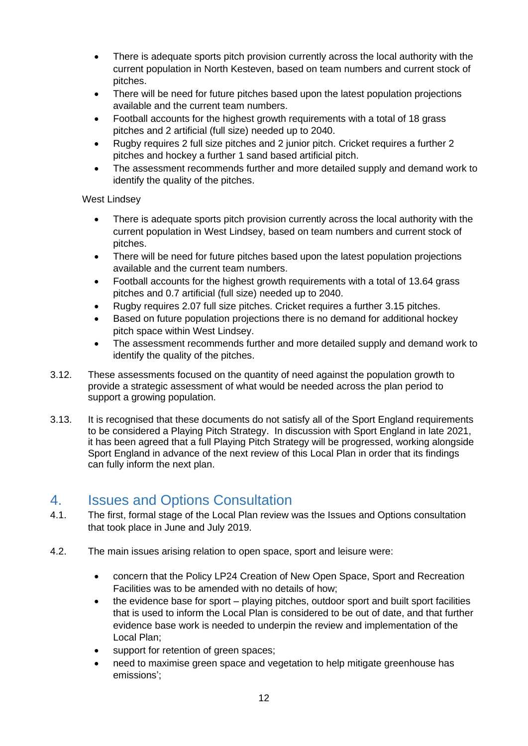- There is adequate sports pitch provision currently across the local authority with the current population in North Kesteven, based on team numbers and current stock of pitches.
- There will be need for future pitches based upon the latest population projections available and the current team numbers.
- Football accounts for the highest growth requirements with a total of 18 grass pitches and 2 artificial (full size) needed up to 2040.
- Rugby requires 2 full size pitches and 2 junior pitch. Cricket requires a further 2 pitches and hockey a further 1 sand based artificial pitch.
- The assessment recommends further and more detailed supply and demand work to identify the quality of the pitches.

West Lindsey

- There is adequate sports pitch provision currently across the local authority with the current population in West Lindsey, based on team numbers and current stock of pitches.
- There will be need for future pitches based upon the latest population projections available and the current team numbers.
- Football accounts for the highest growth requirements with a total of 13.64 grass pitches and 0.7 artificial (full size) needed up to 2040.
- Rugby requires 2.07 full size pitches. Cricket requires a further 3.15 pitches.
- Based on future population projections there is no demand for additional hockey pitch space within West Lindsey.
- The assessment recommends further and more detailed supply and demand work to identify the quality of the pitches.

3.12. These assessments focused on the quantity of need against the population growth to provide a strategic assessment of what would be needed across the plan period to support a growing population.

3.13. It is recognised that these documents do not satisfy all of the Sport England requirements to be considered a Playing Pitch Strategy. In discussion with Sport England in late 2021, it has been agreed that a full Playing Pitch Strategy will be progressed, working alongside Sport England in advance of the next review of this Local Plan in order that its findings can fully inform the next plan.

## 4. Issues and Options Consultation

4.1. The first, formal stage of the Local Plan review was the Issues and Options consultation that took place in June and July 2019.

4.2. The main issues arising relation to open space, sport and leisure were:

- concern that the Policy LP24 Creation of New Open Space, Sport and Recreation Facilities was to be amended with no details of how;
- the evidence base for sport – playing pitches, outdoor sport and built sport facilities that is used to inform the Local Plan is considered to be out of date, and that further evidence base work is needed to underpin the review and implementation of the Local Plan;
- support for retention of green spaces;
- need to maximise green space and vegetation to help mitigate greenhouse has emissions';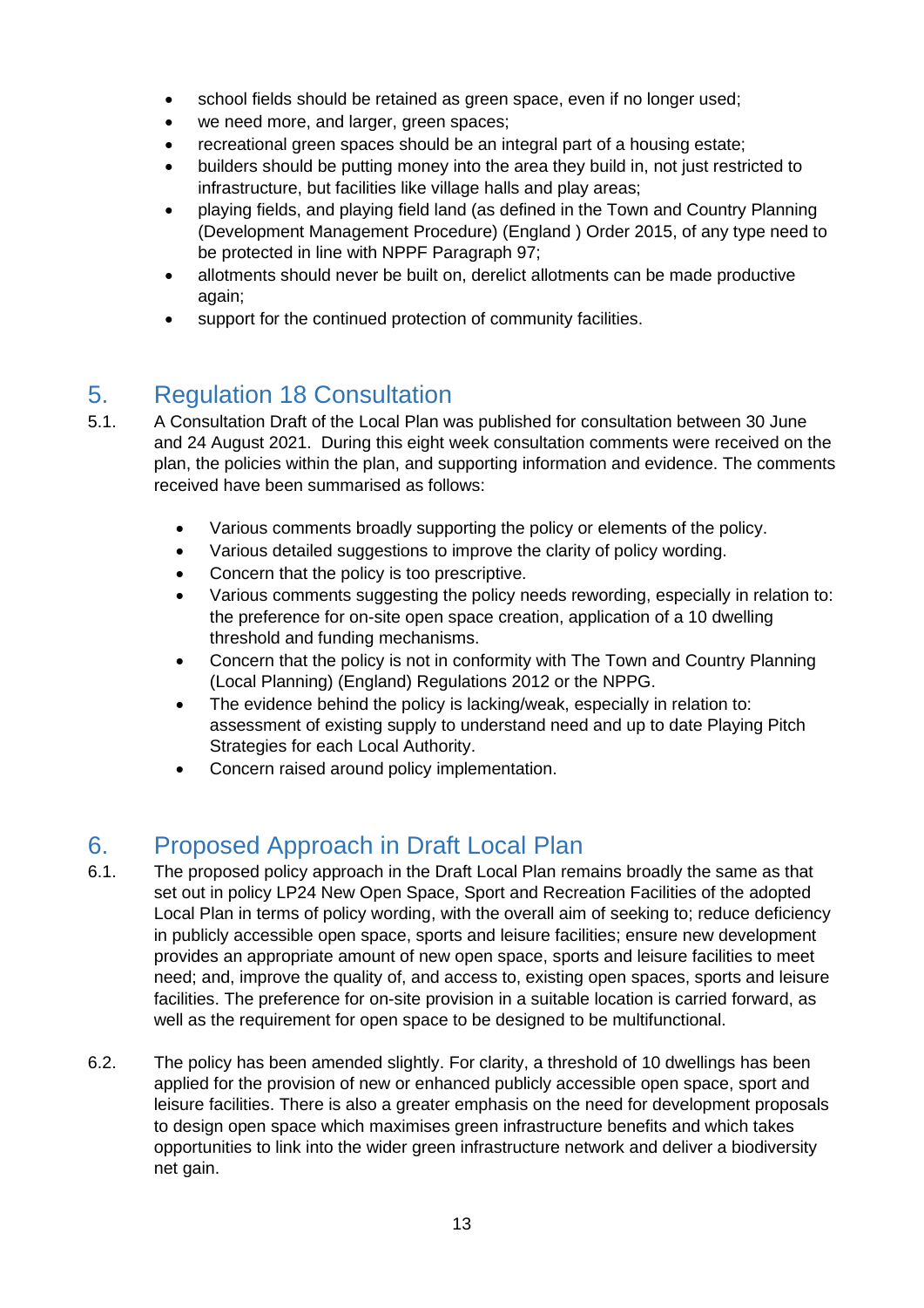- school fields should be retained as green space, even if no longer used;
- we need more, and larger, green spaces;
- recreational green spaces should be an integral part of a housing estate;
- builders should be putting money into the area they build in, not just restricted to infrastructure, but facilities like village halls and play areas;
- playing fields, and playing field land (as defined in the Town and Country Planning (Development Management Procedure) (England ) Order 2015, of any type need to be protected in line with NPPF Paragraph 97;
- allotments should never be built on, derelict allotments can be made productive again;
- support for the continued protection of community facilities.

## 5. Regulation 18 Consultation

5.1. A Consultation Draft of the Local Plan was published for consultation between 30 June and 24 August 2021. During this eight week consultation comments were received on the plan, the policies within the plan, and supporting information and evidence. The comments received have been summarised as follows:

- Various comments broadly supporting the policy or elements of the policy.
- Various detailed suggestions to improve the clarity of policy wording.
- Concern that the policy is too prescriptive.
- Various comments suggesting the policy needs rewording, especially in relation to: the preference for on-site open space creation, application of a 10 dwelling threshold and funding mechanisms.
- Concern that the policy is not in conformity with The Town and Country Planning (Local Planning) (England) Regulations 2012 or the NPPG.
- The evidence behind the policy is lacking/weak, especially in relation to: assessment of existing supply to understand need and up to date Playing Pitch Strategies for each Local Authority.
- Concern raised around policy implementation.

## 6. Proposed Approach in Draft Local Plan

6.1. The proposed policy approach in the Draft Local Plan remains broadly the same as that set out in policy LP24 New Open Space, Sport and Recreation Facilities of the adopted Local Plan in terms of policy wording, with the overall aim of seeking to; reduce deficiency in publicly accessible open space, sports and leisure facilities; ensure new development provides an appropriate amount of new open space, sports and leisure facilities to meet need; and, improve the quality of, and access to, existing open spaces, sports and leisure facilities. The preference for on-site provision in a suitable location is carried forward, as well as the requirement for open space to be designed to be multifunctional.

6.2. The policy has been amended slightly. For clarity, a threshold of 10 dwellings has been applied for the provision of new or enhanced publicly accessible open space, sport and leisure facilities. There is also a greater emphasis on the need for development proposals to design open space which maximises green infrastructure benefits and which takes opportunities to link into the wider green infrastructure network and deliver a biodiversity net gain.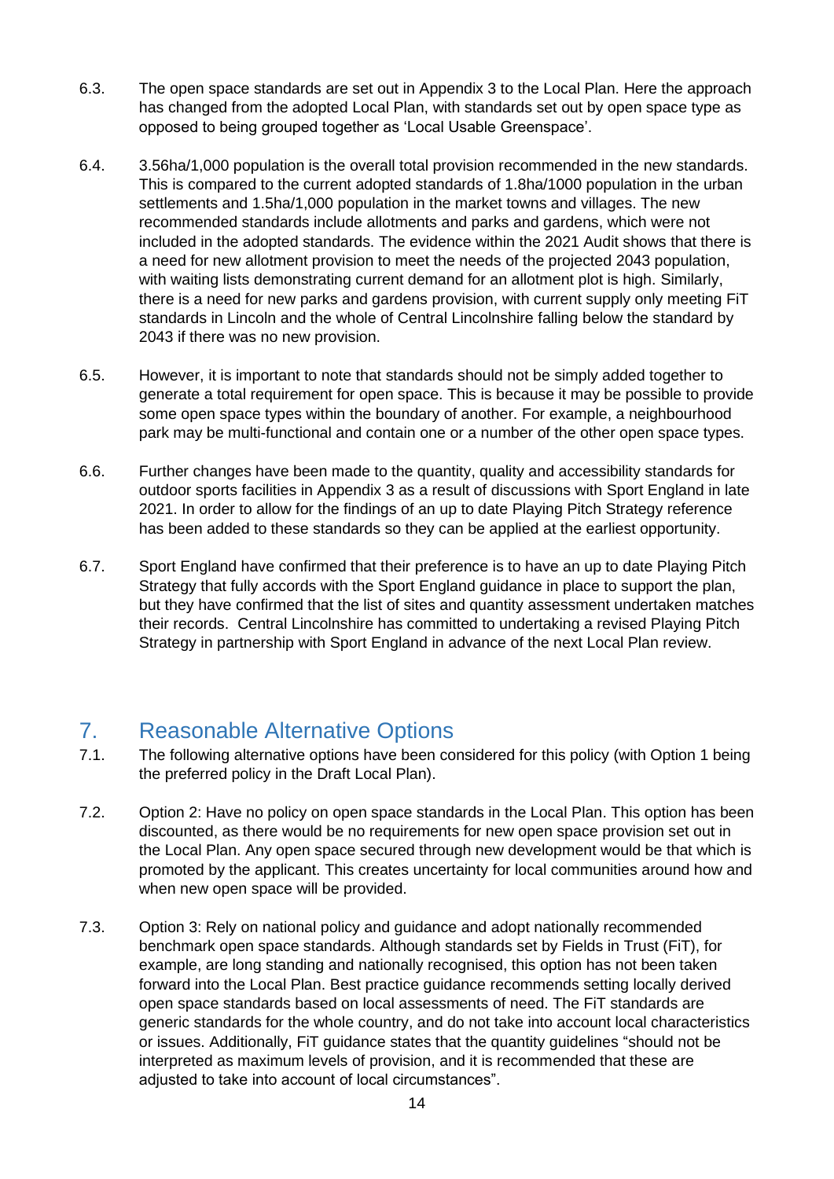6.3. The open space standards are set out in Appendix 3 to the Local Plan. Here the approach has changed from the adopted Local Plan, with standards set out by open space type as opposed to being grouped together as 'Local Usable Greenspace'.

6.4. 3.56ha/1,000 population is the overall total provision recommended in the new standards. This is compared to the current adopted standards of 1.8ha/1000 population in the urban settlements and 1.5ha/1,000 population in the market towns and villages. The new recommended standards include allotments and parks and gardens, which were not included in the adopted standards. The evidence within the 2021 Audit shows that there is a need for new allotment provision to meet the needs of the projected 2043 population, with waiting lists demonstrating current demand for an allotment plot is high. Similarly, there is a need for new parks and gardens provision, with current supply only meeting FiT standards in Lincoln and the whole of Central Lincolnshire falling below the standard by 2043 if there was no new provision.

6.5. However, it is important to note that standards should not be simply added together to generate a total requirement for open space. This is because it may be possible to provide some open space types within the boundary of another. For example, a neighbourhood park may be multi-functional and contain one or a number of the other open space types.

6.6. Further changes have been made to the quantity, quality and accessibility standards for outdoor sports facilities in Appendix 3 as a result of discussions with Sport England in late 2021. In order to allow for the findings of an up to date Playing Pitch Strategy reference has been added to these standards so they can be applied at the earliest opportunity.

6.7. Sport England have confirmed that their preference is to have an up to date Playing Pitch Strategy that fully accords with the Sport England guidance in place to support the plan, but they have confirmed that the list of sites and quantity assessment undertaken matches their records. Central Lincolnshire has committed to undertaking a revised Playing Pitch Strategy in partnership with Sport England in advance of the next Local Plan review.

## 7. Reasonable Alternative Options

7.1. The following alternative options have been considered for this policy (with Option 1 being the preferred policy in the Draft Local Plan).

7.2. Option 2: Have no policy on open space standards in the Local Plan. This option has been discounted, as there would be no requirements for new open space provision set out in the Local Plan. Any open space secured through new development would be that which is promoted by the applicant. This creates uncertainty for local communities around how and when new open space will be provided.

7.3. Option 3: Rely on national policy and guidance and adopt nationally recommended benchmark open space standards. Although standards set by Fields in Trust (FiT), for example, are long standing and nationally recognised, this option has not been taken forward into the Local Plan. Best practice guidance recommends setting locally derived open space standards based on local assessments of need. The FiT standards are generic standards for the whole country, and do not take into account local characteristics or issues. Additionally, FiT guidance states that the quantity guidelines "should not be interpreted as maximum levels of provision, and it is recommended that these are adjusted to take into account of local circumstances".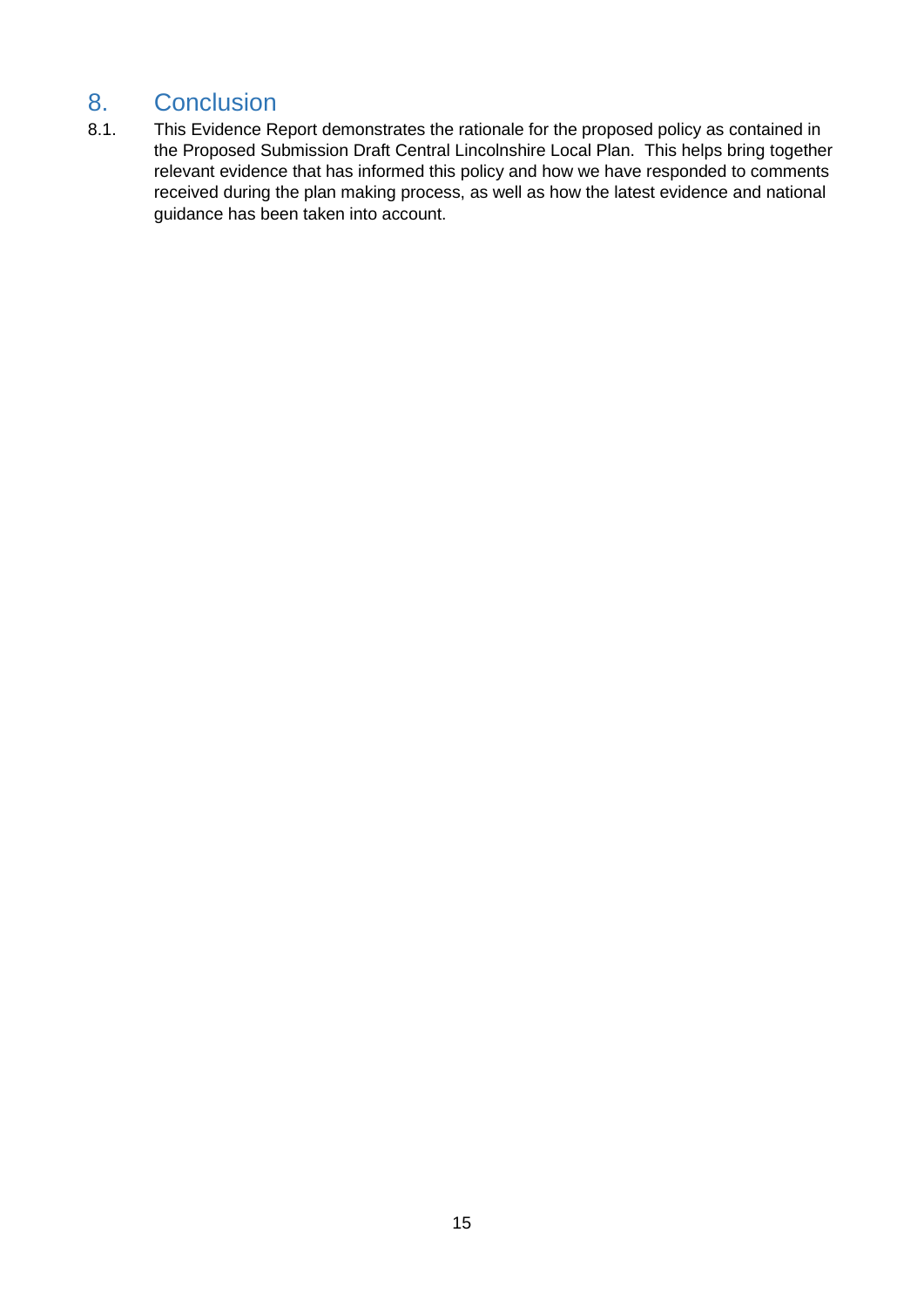# 8. Conclusion

8.1. This Evidence Report demonstrates the rationale for the proposed policy as contained in the Proposed Submission Draft Central Lincolnshire Local Plan. This helps bring together relevant evidence that has informed this policy and how we have responded to comments received during the plan making process, as well as how the latest evidence and national guidance has been taken into account.